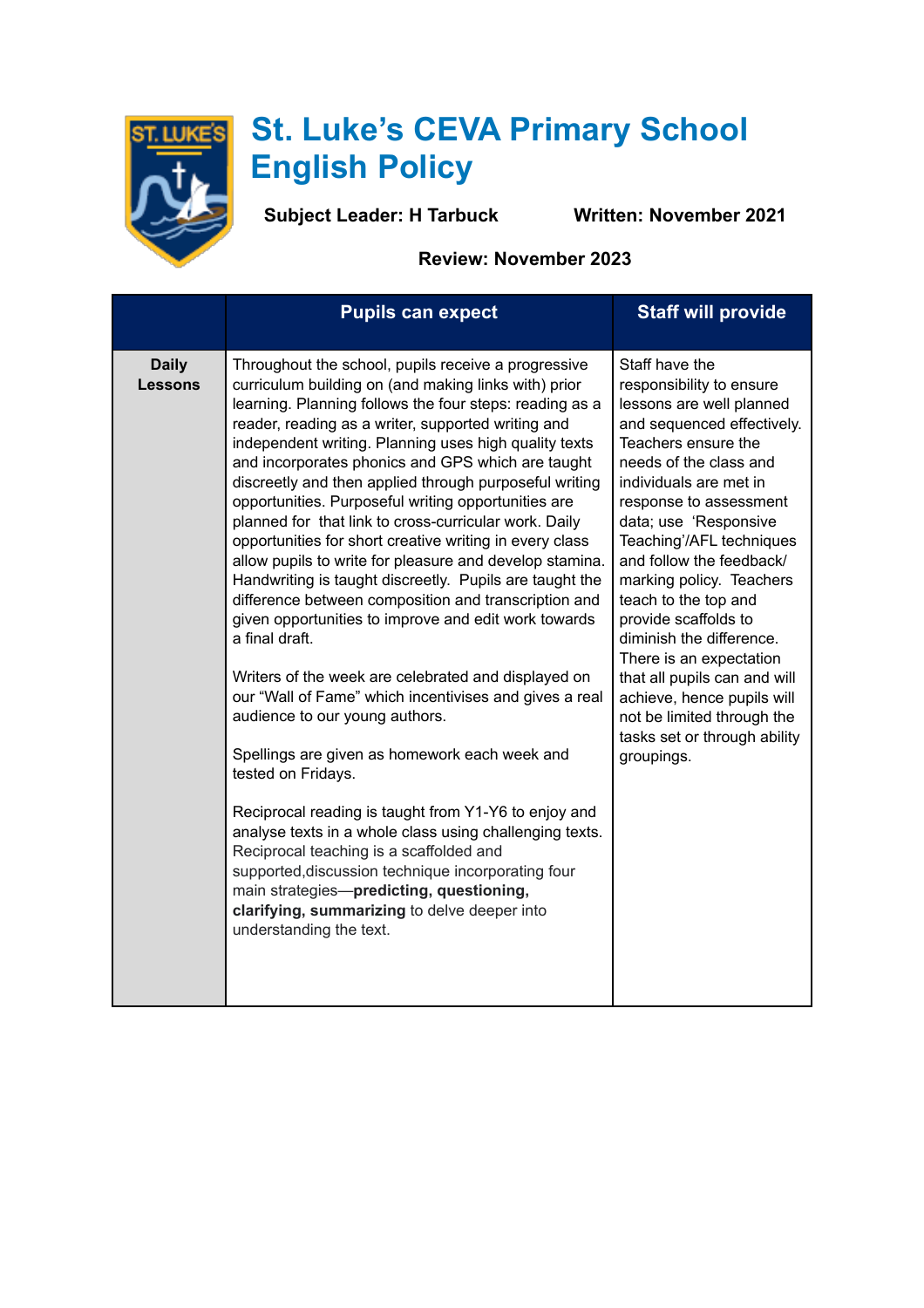# St. Luke's CEVA Primary School English Policy

**Subject Leader: H Tarbuck** **Written: November 2021**

**Review: November 2023**

| | Pupils can expect | Staff will provide |
|---|---|---|
| **Daily Lessons** | Throughout the school, pupils receive a progressive curriculum building on (and making links with) prior learning. Planning follows the four steps: reading as a reader, reading as a writer, supported writing and independent writing. Planning uses high quality texts and incorporates phonics and GPS which are taught discreetly and then applied through purposeful writing opportunities. Purposeful writing opportunities are planned for that link to cross-curricular work. Daily opportunities for short creative writing in every class allow pupils to write for pleasure and develop stamina. Handwriting is taught discreetly. Pupils are taught the difference between composition and transcription and given opportunities to improve and edit work towards a final draft.<br><br>Writers of the week are celebrated and displayed on our "Wall of Fame" which incentivises and gives a real audience to our young authors.<br><br>Spellings are given as homework each week and tested on Fridays.<br><br>Reciprocal reading is taught from Y1-Y6 to enjoy and analyse texts in a whole class using challenging texts. Reciprocal teaching is a scaffolded and supported,discussion technique incorporating four main strategies—**predicting, questioning, clarifying, summarizing** to delve deeper into understanding the text. | Staff have the responsibility to ensure lessons are well planned and sequenced effectively. Teachers ensure the needs of the class and individuals are met in response to assessment data; use 'Responsive Teaching'/AFL techniques and follow the feedback/ marking policy. Teachers teach to the top and provide scaffolds to diminish the difference. There is an expectation that all pupils can and will achieve, hence pupils will not be limited through the tasks set or through ability groupings. |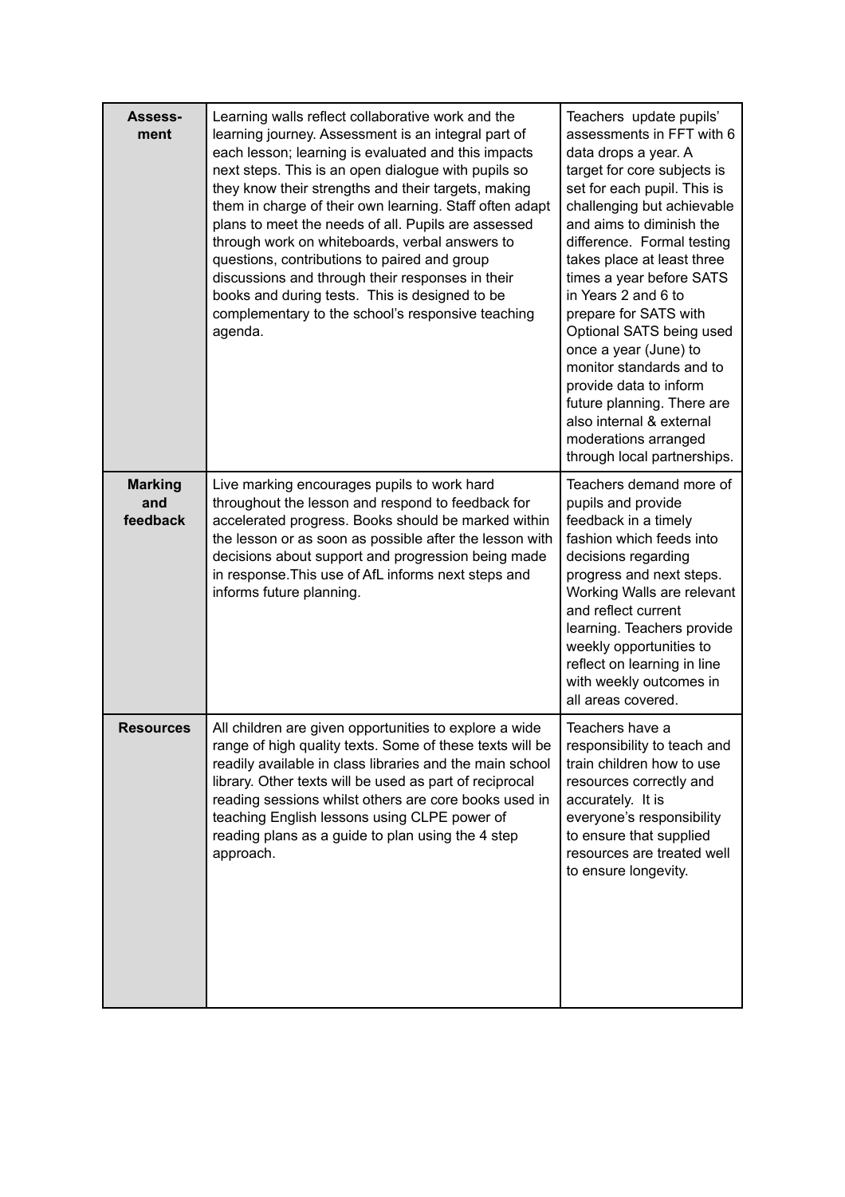| | | |
|---|---|---|
| **Assess-ment** | Learning walls reflect collaborative work and the learning journey. Assessment is an integral part of each lesson; learning is evaluated and this impacts next steps. This is an open dialogue with pupils so they know their strengths and their targets, making them in charge of their own learning. Staff often adapt plans to meet the needs of all. Pupils are assessed through work on whiteboards, verbal answers to questions, contributions to paired and group discussions and through their responses in their books and during tests. This is designed to be complementary to the school's responsive teaching agenda. | Teachers update pupils' assessments in FFT with 6 data drops a year. A target for core subjects is set for each pupil. This is challenging but achievable and aims to diminish the difference. Formal testing takes place at least three times a year before SATS in Years 2 and 6 to prepare for SATS with Optional SATS being used once a year (June) to monitor standards and to provide data to inform future planning. There are also internal & external moderations arranged through local partnerships. |
| **Marking and feedback** | Live marking encourages pupils to work hard throughout the lesson and respond to feedback for accelerated progress. Books should be marked within the lesson or as soon as possible after the lesson with decisions about support and progression being made in response.This use of AfL informs next steps and informs future planning. | Teachers demand more of pupils and provide feedback in a timely fashion which feeds into decisions regarding progress and next steps. Working Walls are relevant and reflect current learning. Teachers provide weekly opportunities to reflect on learning in line with weekly outcomes in all areas covered. |
| **Resources** | All children are given opportunities to explore a wide range of high quality texts. Some of these texts will be readily available in class libraries and the main school library. Other texts will be used as part of reciprocal reading sessions whilst others are core books used in teaching English lessons using CLPE power of reading plans as a guide to plan using the 4 step approach. | Teachers have a responsibility to teach and train children how to use resources correctly and accurately. It is everyone's responsibility to ensure that supplied resources are treated well to ensure longevity. |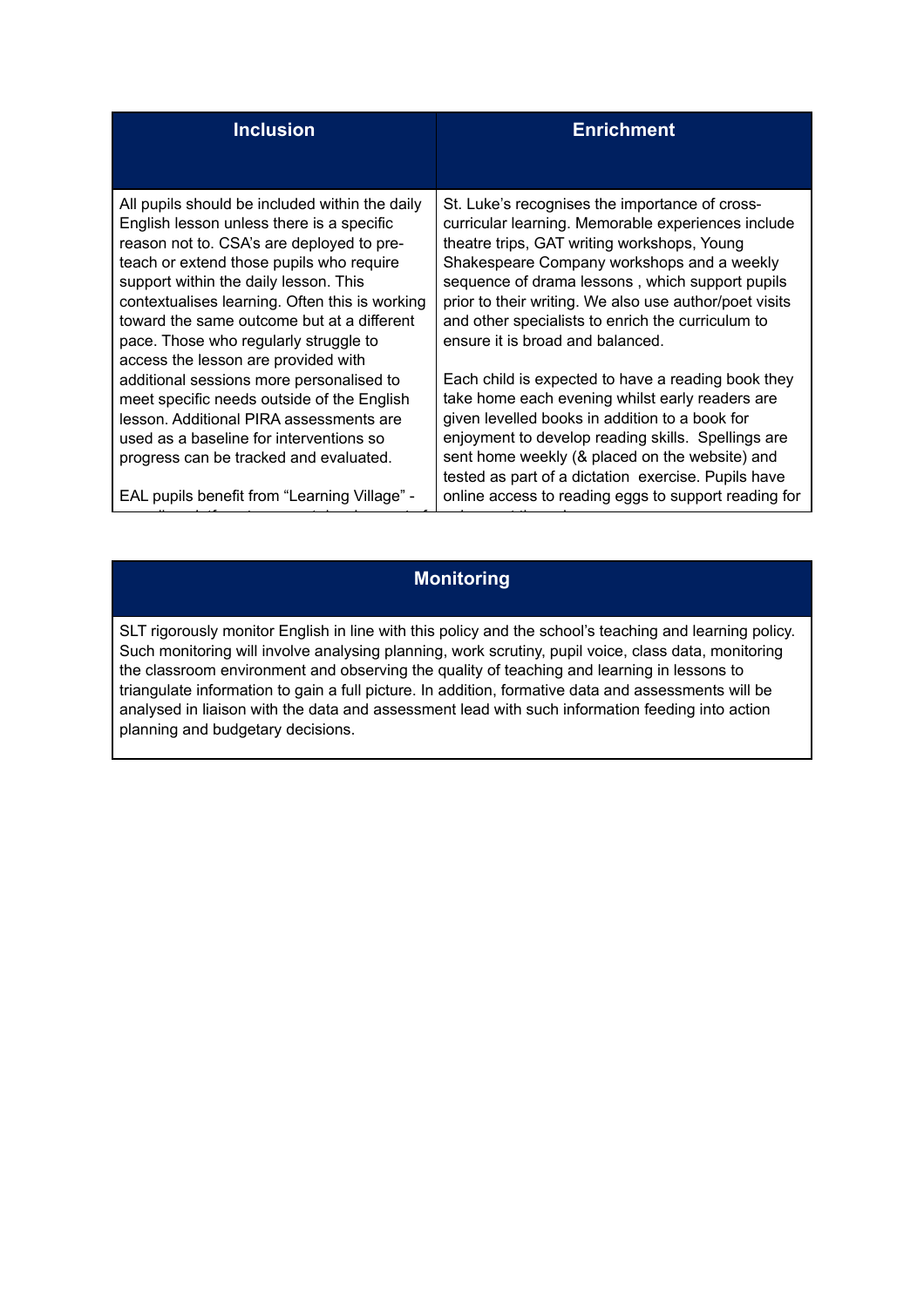| Inclusion | Enrichment |
| --- | --- |
| All pupils should be included within the daily English lesson unless there is a specific reason not to. CSA's are deployed to pre-teach or extend those pupils who require support within the daily lesson. This contextualises learning. Often this is working toward the same outcome but at a different pace. Those who regularly struggle to access the lesson are provided with additional sessions more personalised to meet specific needs outside of the English lesson. Additional PIRA assessments are used as a baseline for interventions so progress can be tracked and evaluated.<br><br>EAL pupils benefit from "Learning Village" - | St. Luke's recognises the importance of cross-curricular learning. Memorable experiences include theatre trips, GAT writing workshops, Young Shakespeare Company workshops and a weekly sequence of drama lessons , which support pupils prior to their writing. We also use author/poet visits and other specialists to enrich the curriculum to ensure it is broad and balanced.<br><br>Each child is expected to have a reading book they take home each evening whilst early readers are given levelled books in addition to a book for enjoyment to develop reading skills. Spellings are sent home weekly (& placed on the website) and tested as part of a dictation exercise. Pupils have online access to reading eggs to support reading for |

| Monitoring |
| --- |
| SLT rigorously monitor English in line with this policy and the school's teaching and learning policy. Such monitoring will involve analysing planning, work scrutiny, pupil voice, class data, monitoring the classroom environment and observing the quality of teaching and learning in lessons to triangulate information to gain a full picture. In addition, formative data and assessments will be analysed in liaison with the data and assessment lead with such information feeding into action planning and budgetary decisions. |